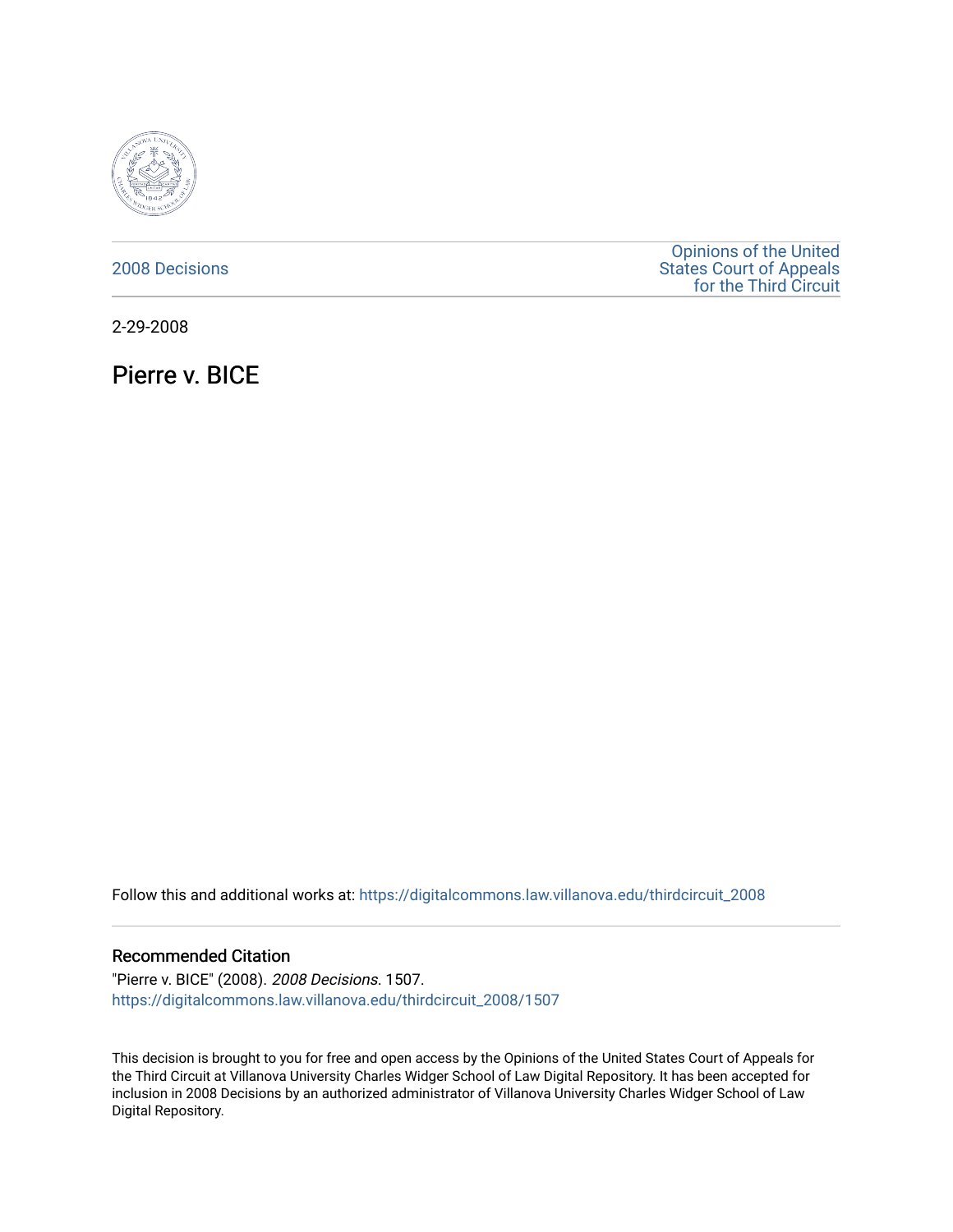2008 Decisions

Opinions of the United States Court of Appeals for the Third Circuit

2-29-2008

# Pierre v. BICE

Follow this and additional works at: https://digitalcommons.law.villanova.edu/thirdcircuit_2008

## Recommended Citation

"Pierre v. BICE" (2008). *2008 Decisions*. 1507.
https://digitalcommons.law.villanova.edu/thirdcircuit_2008/1507

This decision is brought to you for free and open access by the Opinions of the United States Court of Appeals for the Third Circuit at Villanova University Charles Widger School of Law Digital Repository. It has been accepted for inclusion in 2008 Decisions by an authorized administrator of Villanova University Charles Widger School of Law Digital Repository.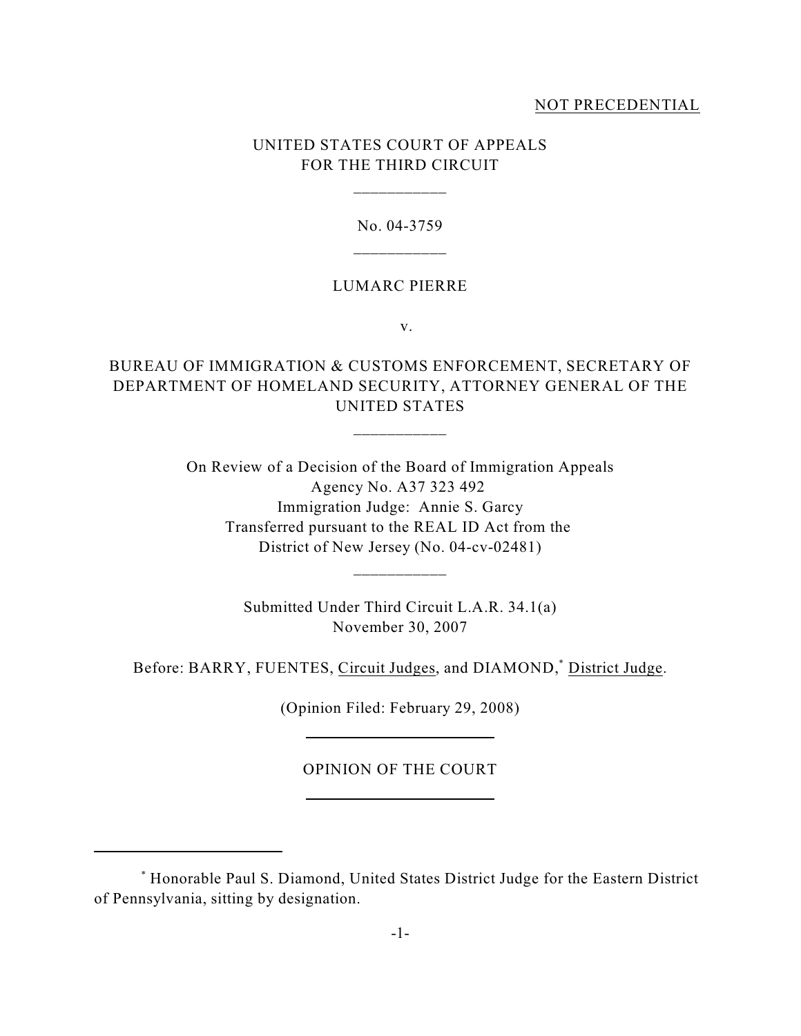NOT PRECEDENTIAL

UNITED STATES COURT OF APPEALS
FOR THE THIRD CIRCUIT

\_\_\_\_\_\_\_\_\_\_\_

No. 04-3759

\_\_\_\_\_\_\_\_\_\_\_

LUMARC PIERRE

v.

BUREAU OF IMMIGRATION & CUSTOMS ENFORCEMENT, SECRETARY OF DEPARTMENT OF HOMELAND SECURITY, ATTORNEY GENERAL OF THE UNITED STATES

\_\_\_\_\_\_\_\_\_\_\_

On Review of a Decision of the Board of Immigration Appeals
Agency No. A37 323 492
Immigration Judge: Annie S. Garcy
Transferred pursuant to the REAL ID Act from the
District of New Jersey (No. 04-cv-02481)

\_\_\_\_\_\_\_\_\_\_\_

Submitted Under Third Circuit L.A.R. 34.1(a)
November 30, 2007

Before: BARRY, FUENTES, Circuit Judges, and DIAMOND,[*] District Judge.

(Opinion Filed: February 29, 2008)

OPINION OF THE COURT

[*] Honorable Paul S. Diamond, United States District Judge for the Eastern District of Pennsylvania, sitting by designation.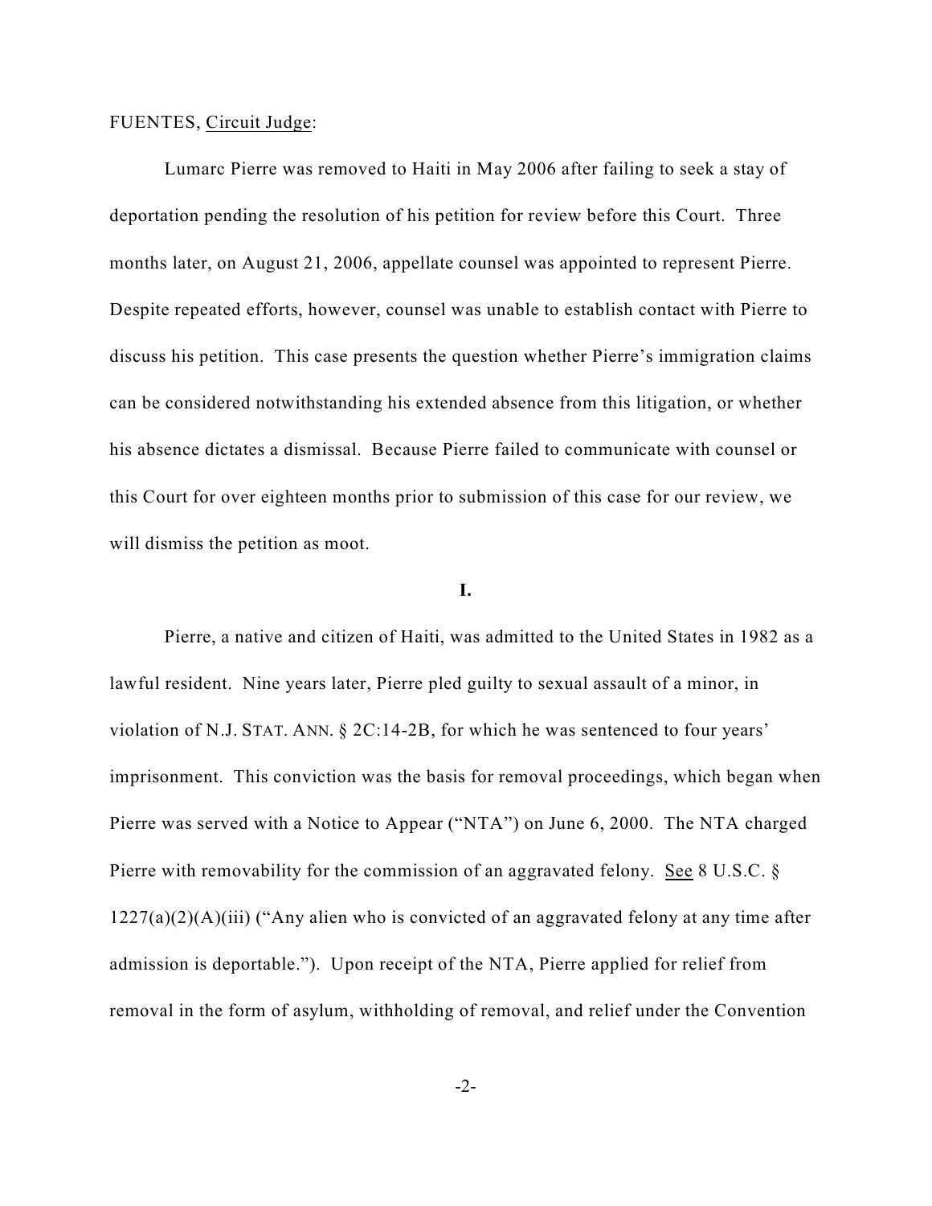FUENTES, Circuit Judge:

Lumarc Pierre was removed to Haiti in May 2006 after failing to seek a stay of deportation pending the resolution of his petition for review before this Court. Three months later, on August 21, 2006, appellate counsel was appointed to represent Pierre. Despite repeated efforts, however, counsel was unable to establish contact with Pierre to discuss his petition. This case presents the question whether Pierre's immigration claims can be considered notwithstanding his extended absence from this litigation, or whether his absence dictates a dismissal. Because Pierre failed to communicate with counsel or this Court for over eighteen months prior to submission of this case for our review, we will dismiss the petition as moot.

**I.**

Pierre, a native and citizen of Haiti, was admitted to the United States in 1982 as a lawful resident. Nine years later, Pierre pled guilty to sexual assault of a minor, in violation of N.J. STAT. ANN. § 2C:14-2B, for which he was sentenced to four years' imprisonment. This conviction was the basis for removal proceedings, which began when Pierre was served with a Notice to Appear ("NTA") on June 6, 2000. The NTA charged Pierre with removability for the commission of an aggravated felony. See 8 U.S.C. § 1227(a)(2)(A)(iii) ("Any alien who is convicted of an aggravated felony at any time after admission is deportable."). Upon receipt of the NTA, Pierre applied for relief from removal in the form of asylum, withholding of removal, and relief under the Convention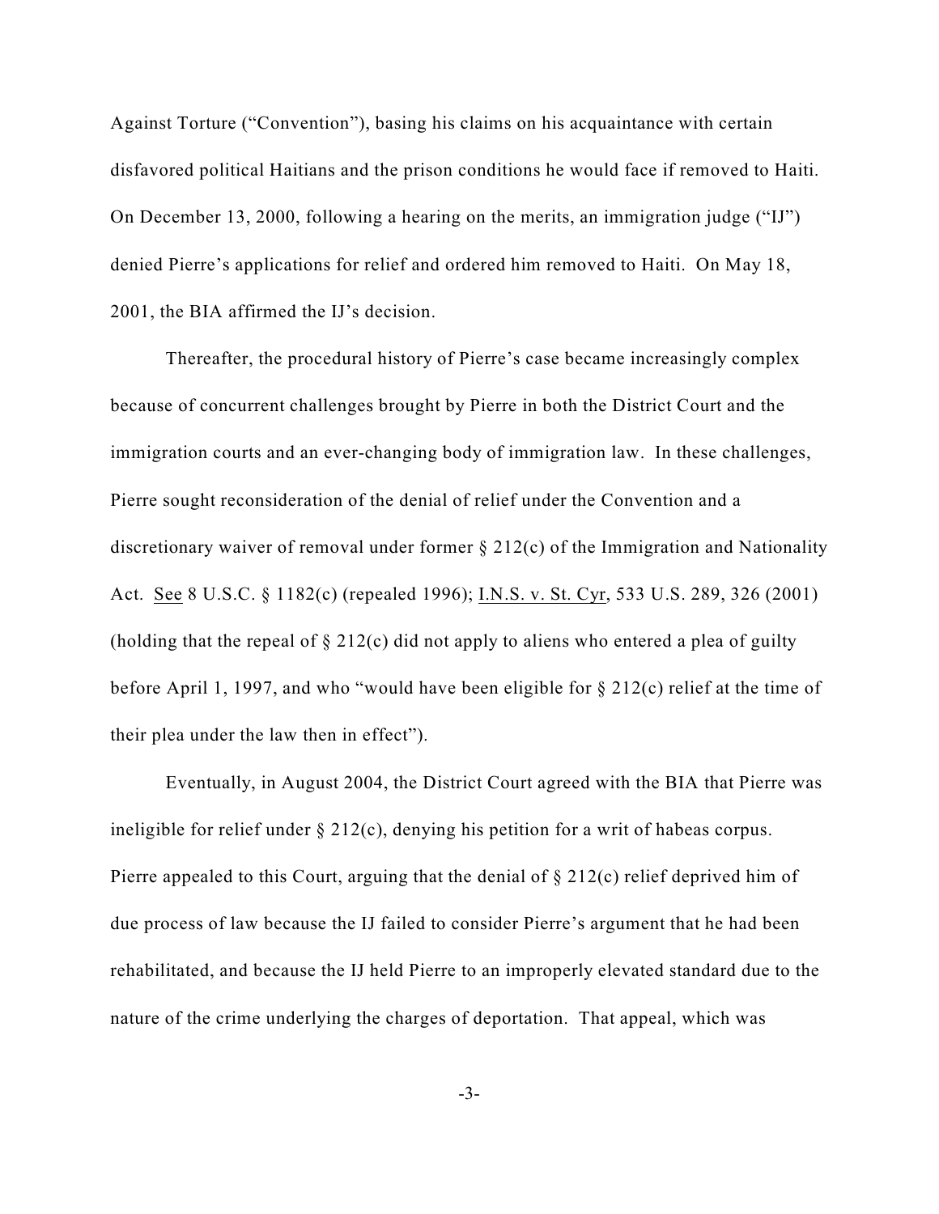Against Torture ("Convention"), basing his claims on his acquaintance with certain disfavored political Haitians and the prison conditions he would face if removed to Haiti. On December 13, 2000, following a hearing on the merits, an immigration judge ("IJ") denied Pierre's applications for relief and ordered him removed to Haiti. On May 18, 2001, the BIA affirmed the IJ's decision.

Thereafter, the procedural history of Pierre's case became increasingly complex because of concurrent challenges brought by Pierre in both the District Court and the immigration courts and an ever-changing body of immigration law. In these challenges, Pierre sought reconsideration of the denial of relief under the Convention and a discretionary waiver of removal under former § 212(c) of the Immigration and Nationality Act. See 8 U.S.C. § 1182(c) (repealed 1996); I.N.S. v. St. Cyr, 533 U.S. 289, 326 (2001) (holding that the repeal of § 212(c) did not apply to aliens who entered a plea of guilty before April 1, 1997, and who "would have been eligible for § 212(c) relief at the time of their plea under the law then in effect").

Eventually, in August 2004, the District Court agreed with the BIA that Pierre was ineligible for relief under § 212(c), denying his petition for a writ of habeas corpus. Pierre appealed to this Court, arguing that the denial of § 212(c) relief deprived him of due process of law because the IJ failed to consider Pierre's argument that he had been rehabilitated, and because the IJ held Pierre to an improperly elevated standard due to the nature of the crime underlying the charges of deportation. That appeal, which was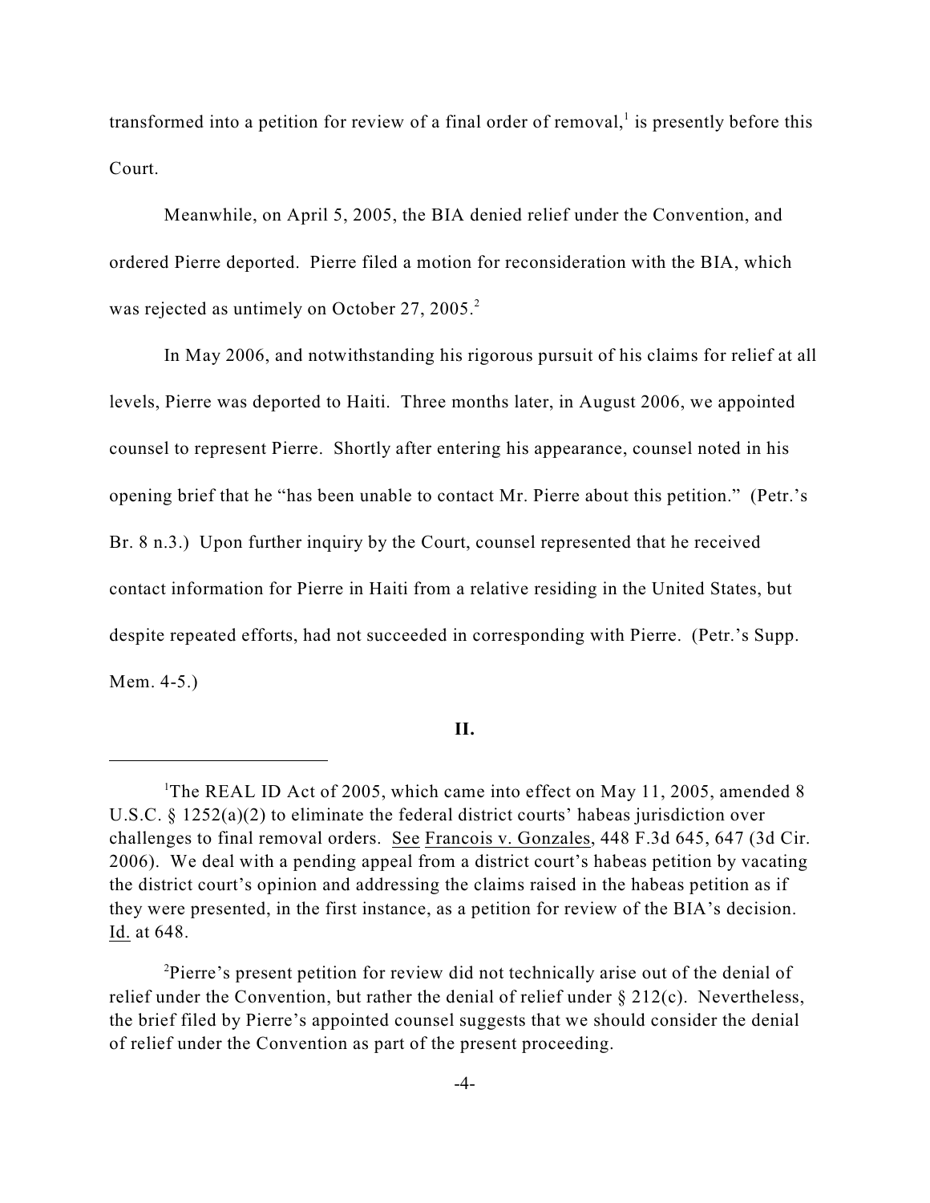transformed into a petition for review of a final order of removal,[1] is presently before this Court.

Meanwhile, on April 5, 2005, the BIA denied relief under the Convention, and ordered Pierre deported. Pierre filed a motion for reconsideration with the BIA, which was rejected as untimely on October 27, 2005.[2]

In May 2006, and notwithstanding his rigorous pursuit of his claims for relief at all levels, Pierre was deported to Haiti. Three months later, in August 2006, we appointed counsel to represent Pierre. Shortly after entering his appearance, counsel noted in his opening brief that he "has been unable to contact Mr. Pierre about this petition." (Petr.'s Br. 8 n.3.) Upon further inquiry by the Court, counsel represented that he received contact information for Pierre in Haiti from a relative residing in the United States, but despite repeated efforts, had not succeeded in corresponding with Pierre. (Petr.'s Supp. Mem. 4-5.)

## II.

---

[1] The REAL ID Act of 2005, which came into effect on May 11, 2005, amended 8 U.S.C. § 1252(a)(2) to eliminate the federal district courts' habeas jurisdiction over challenges to final removal orders. See Francois v. Gonzales, 448 F.3d 645, 647 (3d Cir. 2006). We deal with a pending appeal from a district court's habeas petition by vacating the district court's opinion and addressing the claims raised in the habeas petition as if they were presented, in the first instance, as a petition for review of the BIA's decision. Id. at 648.

[2] Pierre's present petition for review did not technically arise out of the denial of relief under the Convention, but rather the denial of relief under § 212(c). Nevertheless, the brief filed by Pierre's appointed counsel suggests that we should consider the denial of relief under the Convention as part of the present proceeding.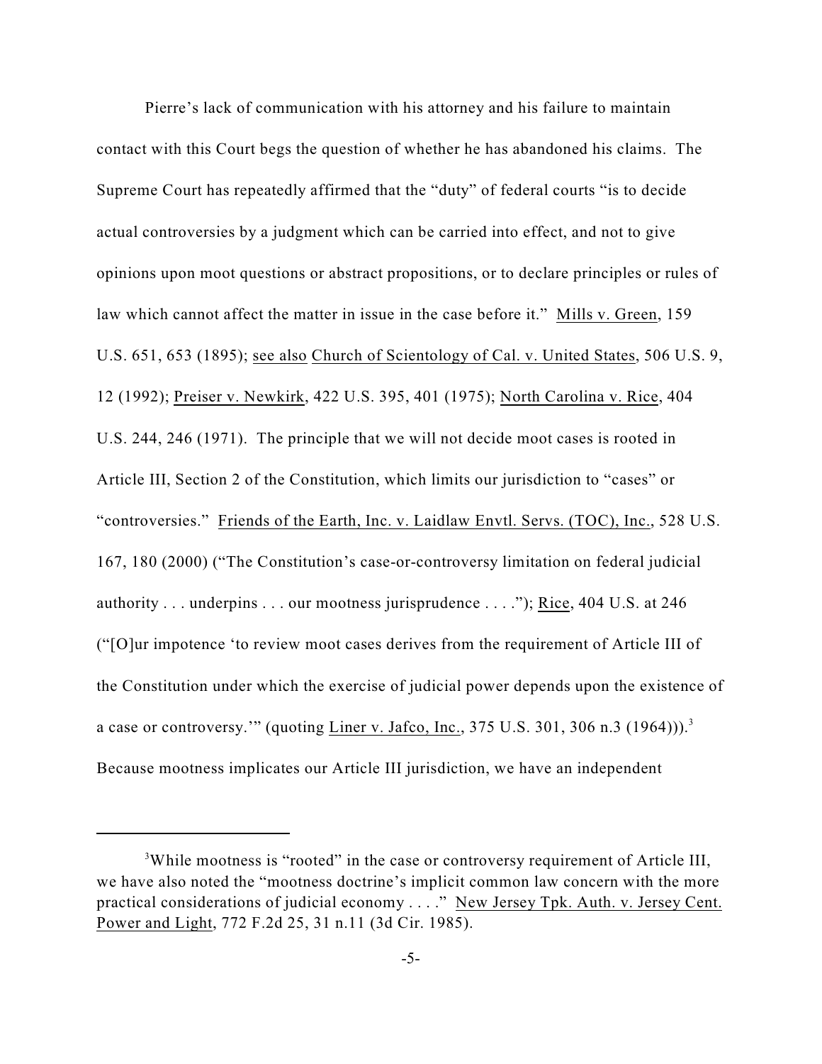Pierre's lack of communication with his attorney and his failure to maintain contact with this Court begs the question of whether he has abandoned his claims. The Supreme Court has repeatedly affirmed that the "duty" of federal courts "is to decide actual controversies by a judgment which can be carried into effect, and not to give opinions upon moot questions or abstract propositions, or to declare principles or rules of law which cannot affect the matter in issue in the case before it." Mills v. Green, 159 U.S. 651, 653 (1895); see also Church of Scientology of Cal. v. United States, 506 U.S. 9, 12 (1992); Preiser v. Newkirk, 422 U.S. 395, 401 (1975); North Carolina v. Rice, 404 U.S. 244, 246 (1971). The principle that we will not decide moot cases is rooted in Article III, Section 2 of the Constitution, which limits our jurisdiction to "cases" or "controversies." Friends of the Earth, Inc. v. Laidlaw Envtl. Servs. (TOC), Inc., 528 U.S. 167, 180 (2000) ("The Constitution's case-or-controversy limitation on federal judicial authority . . . underpins . . . our mootness jurisprudence . . . ."); Rice, 404 U.S. at 246 ("[O]ur impotence 'to review moot cases derives from the requirement of Article III of the Constitution under which the exercise of judicial power depends upon the existence of a case or controversy.'" (quoting Liner v. Jafco, Inc., 375 U.S. 301, 306 n.3 (1964))).[3] Because mootness implicates our Article III jurisdiction, we have an independent

[3]While mootness is "rooted" in the case or controversy requirement of Article III, we have also noted the "mootness doctrine's implicit common law concern with the more practical considerations of judicial economy . . . ." New Jersey Tpk. Auth. v. Jersey Cent. Power and Light, 772 F.2d 25, 31 n.11 (3d Cir. 1985).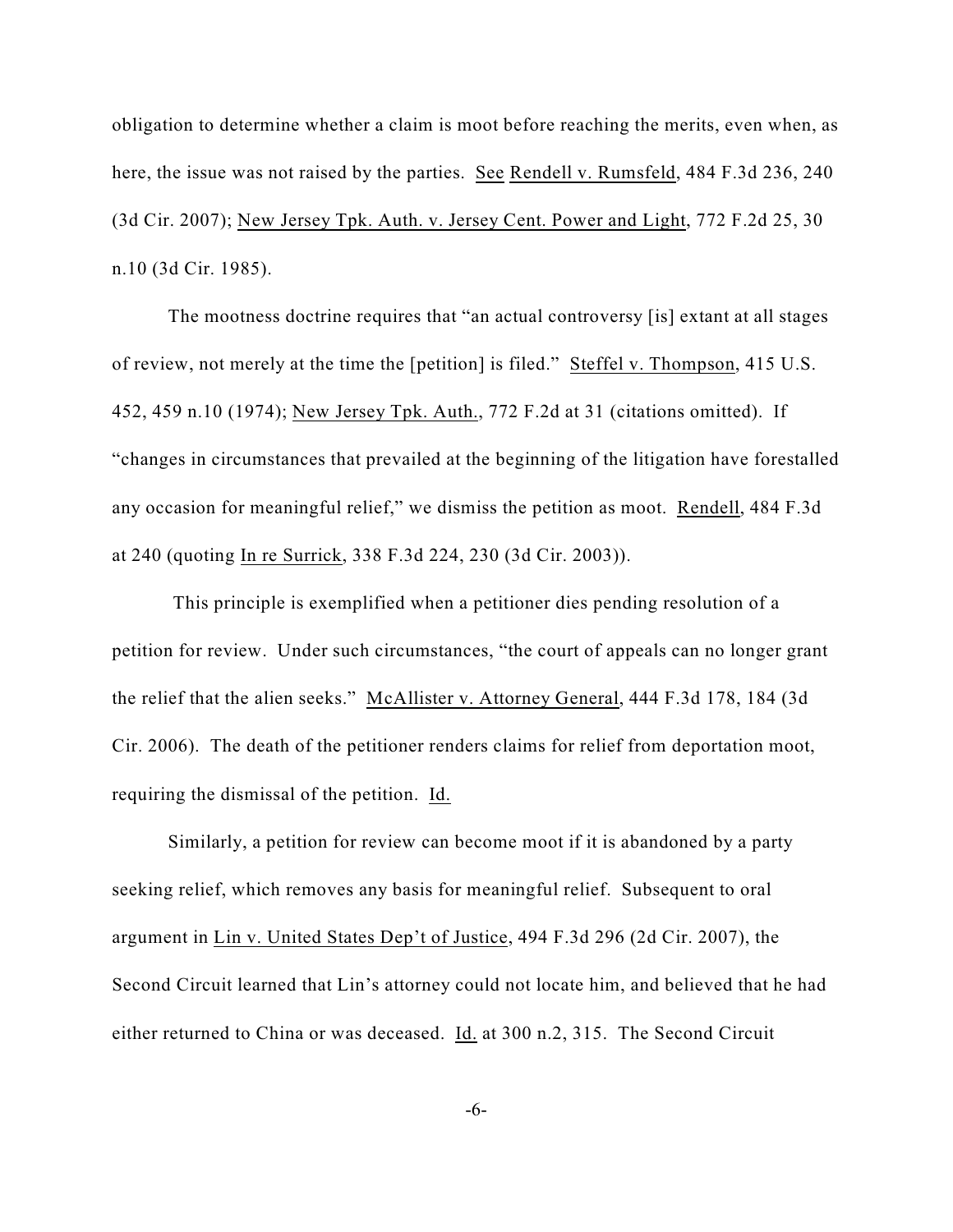obligation to determine whether a claim is moot before reaching the merits, even when, as here, the issue was not raised by the parties. See Rendell v. Rumsfeld, 484 F.3d 236, 240 (3d Cir. 2007); New Jersey Tpk. Auth. v. Jersey Cent. Power and Light, 772 F.2d 25, 30 n.10 (3d Cir. 1985).

The mootness doctrine requires that "an actual controversy [is] extant at all stages of review, not merely at the time the [petition] is filed." Steffel v. Thompson, 415 U.S. 452, 459 n.10 (1974); New Jersey Tpk. Auth., 772 F.2d at 31 (citations omitted). If "changes in circumstances that prevailed at the beginning of the litigation have forestalled any occasion for meaningful relief," we dismiss the petition as moot. Rendell, 484 F.3d at 240 (quoting In re Surrick, 338 F.3d 224, 230 (3d Cir. 2003)).

This principle is exemplified when a petitioner dies pending resolution of a petition for review. Under such circumstances, "the court of appeals can no longer grant the relief that the alien seeks." McAllister v. Attorney General, 444 F.3d 178, 184 (3d Cir. 2006). The death of the petitioner renders claims for relief from deportation moot, requiring the dismissal of the petition. Id.

Similarly, a petition for review can become moot if it is abandoned by a party seeking relief, which removes any basis for meaningful relief. Subsequent to oral argument in Lin v. United States Dep't of Justice, 494 F.3d 296 (2d Cir. 2007), the Second Circuit learned that Lin's attorney could not locate him, and believed that he had either returned to China or was deceased. Id. at 300 n.2, 315. The Second Circuit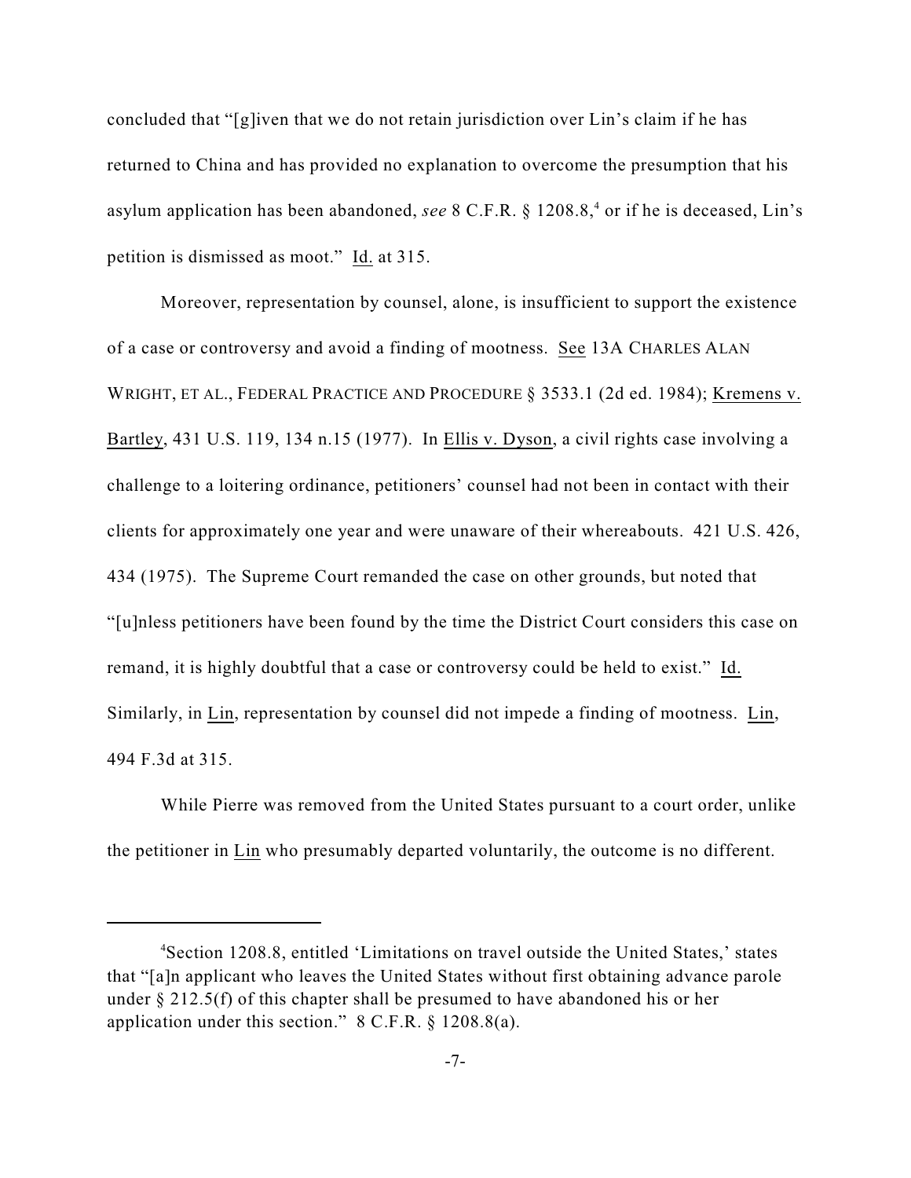concluded that "[g]iven that we do not retain jurisdiction over Lin's claim if he has returned to China and has provided no explanation to overcome the presumption that his asylum application has been abandoned, *see* 8 C.F.R. § 1208.8,[4] or if he is deceased, Lin's petition is dismissed as moot." Id. at 315.

Moreover, representation by counsel, alone, is insufficient to support the existence of a case or controversy and avoid a finding of mootness. See 13A CHARLES ALAN WRIGHT, ET AL., FEDERAL PRACTICE AND PROCEDURE § 3533.1 (2d ed. 1984); Kremens v. Bartley, 431 U.S. 119, 134 n.15 (1977). In Ellis v. Dyson, a civil rights case involving a challenge to a loitering ordinance, petitioners' counsel had not been in contact with their clients for approximately one year and were unaware of their whereabouts. 421 U.S. 426, 434 (1975). The Supreme Court remanded the case on other grounds, but noted that "[u]nless petitioners have been found by the time the District Court considers this case on remand, it is highly doubtful that a case or controversy could be held to exist." Id. Similarly, in Lin, representation by counsel did not impede a finding of mootness. Lin, 494 F.3d at 315.

While Pierre was removed from the United States pursuant to a court order, unlike the petitioner in Lin who presumably departed voluntarily, the outcome is no different.

---

[4] Section 1208.8, entitled 'Limitations on travel outside the United States,' states that "[a]n applicant who leaves the United States without first obtaining advance parole under § 212.5(f) of this chapter shall be presumed to have abandoned his or her application under this section." 8 C.F.R. § 1208.8(a).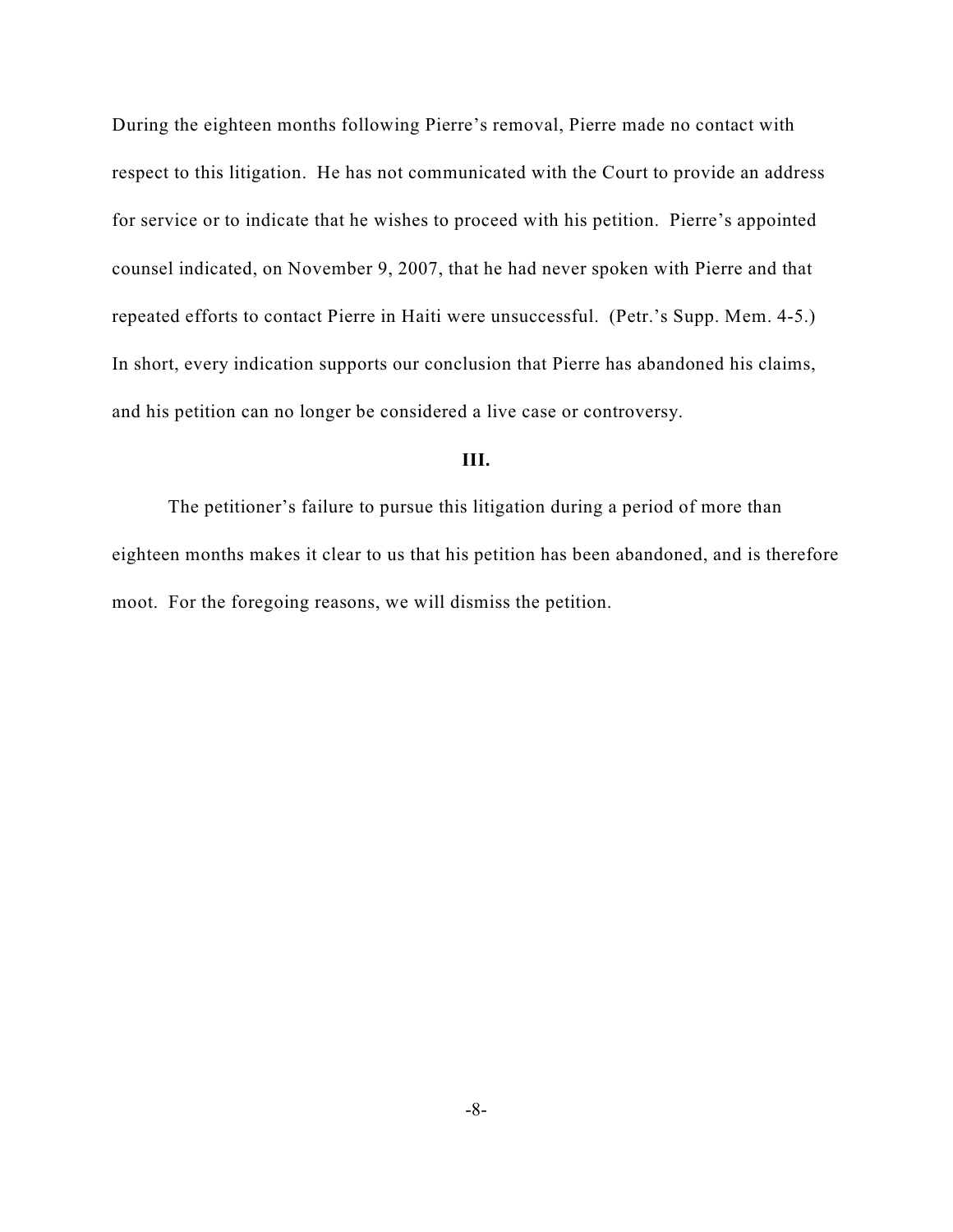During the eighteen months following Pierre's removal, Pierre made no contact with respect to this litigation. He has not communicated with the Court to provide an address for service or to indicate that he wishes to proceed with his petition. Pierre's appointed counsel indicated, on November 9, 2007, that he had never spoken with Pierre and that repeated efforts to contact Pierre in Haiti were unsuccessful. (Petr.'s Supp. Mem. 4-5.) In short, every indication supports our conclusion that Pierre has abandoned his claims, and his petition can no longer be considered a live case or controversy.

### III.

The petitioner's failure to pursue this litigation during a period of more than eighteen months makes it clear to us that his petition has been abandoned, and is therefore moot. For the foregoing reasons, we will dismiss the petition.